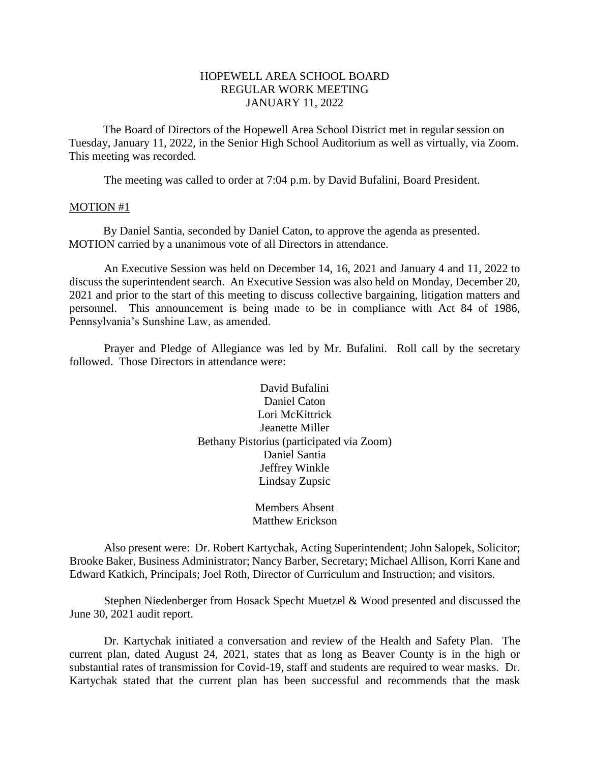# HOPEWELL AREA SCHOOL BOARD
## REGULAR WORK MEETING
## JANUARY 11, 2022

The Board of Directors of the Hopewell Area School District met in regular session on Tuesday, January 11, 2022, in the Senior High School Auditorium as well as virtually, via Zoom. This meeting was recorded.

The meeting was called to order at 7:04 p.m. by David Bufalini, Board President.

MOTION #1

By Daniel Santia, seconded by Daniel Caton, to approve the agenda as presented. MOTION carried by a unanimous vote of all Directors in attendance.

An Executive Session was held on December 14, 16, 2021 and January 4 and 11, 2022 to discuss the superintendent search. An Executive Session was also held on Monday, December 20, 2021 and prior to the start of this meeting to discuss collective bargaining, litigation matters and personnel. This announcement is being made to be in compliance with Act 84 of 1986, Pennsylvania's Sunshine Law, as amended.

Prayer and Pledge of Allegiance was led by Mr. Bufalini. Roll call by the secretary followed. Those Directors in attendance were:

David Bufalini
Daniel Caton
Lori McKittrick
Jeanette Miller
Bethany Pistorius (participated via Zoom)
Daniel Santia
Jeffrey Winkle
Lindsay Zupsic

Members Absent
Matthew Erickson

Also present were: Dr. Robert Kartychak, Acting Superintendent; John Salopek, Solicitor; Brooke Baker, Business Administrator; Nancy Barber, Secretary; Michael Allison, Korri Kane and Edward Katkich, Principals; Joel Roth, Director of Curriculum and Instruction; and visitors.

Stephen Niedenberger from Hosack Specht Muetzel & Wood presented and discussed the June 30, 2021 audit report.

Dr. Kartychak initiated a conversation and review of the Health and Safety Plan. The current plan, dated August 24, 2021, states that as long as Beaver County is in the high or substantial rates of transmission for Covid-19, staff and students are required to wear masks. Dr. Kartychak stated that the current plan has been successful and recommends that the mask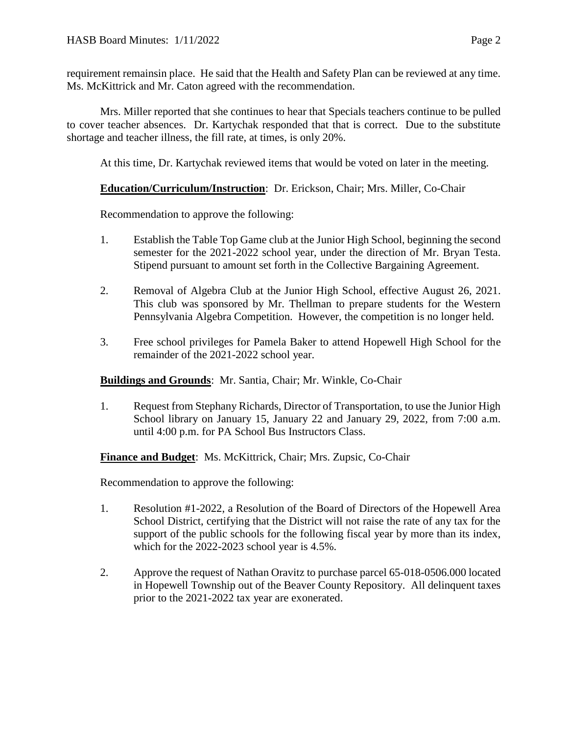requirement remainsin place. He said that the Health and Safety Plan can be reviewed at any time. Ms. McKittrick and Mr. Caton agreed with the recommendation.

Mrs. Miller reported that she continues to hear that Specials teachers continue to be pulled to cover teacher absences. Dr. Kartychak responded that that is correct. Due to the substitute shortage and teacher illness, the fill rate, at times, is only 20%.

At this time, Dr. Kartychak reviewed items that would be voted on later in the meeting.

**Education/Curriculum/Instruction**: Dr. Erickson, Chair; Mrs. Miller, Co-Chair

Recommendation to approve the following:

1. Establish the Table Top Game club at the Junior High School, beginning the second semester for the 2021-2022 school year, under the direction of Mr. Bryan Testa. Stipend pursuant to amount set forth in the Collective Bargaining Agreement.

2. Removal of Algebra Club at the Junior High School, effective August 26, 2021. This club was sponsored by Mr. Thellman to prepare students for the Western Pennsylvania Algebra Competition. However, the competition is no longer held.

3. Free school privileges for Pamela Baker to attend Hopewell High School for the remainder of the 2021-2022 school year.

**Buildings and Grounds**: Mr. Santia, Chair; Mr. Winkle, Co-Chair

1. Request from Stephany Richards, Director of Transportation, to use the Junior High School library on January 15, January 22 and January 29, 2022, from 7:00 a.m. until 4:00 p.m. for PA School Bus Instructors Class.

**Finance and Budget**: Ms. McKittrick, Chair; Mrs. Zupsic, Co-Chair

Recommendation to approve the following:

1. Resolution #1-2022, a Resolution of the Board of Directors of the Hopewell Area School District, certifying that the District will not raise the rate of any tax for the support of the public schools for the following fiscal year by more than its index, which for the 2022-2023 school year is 4.5%.

2. Approve the request of Nathan Oravitz to purchase parcel 65-018-0506.000 located in Hopewell Township out of the Beaver County Repository. All delinquent taxes prior to the 2021-2022 tax year are exonerated.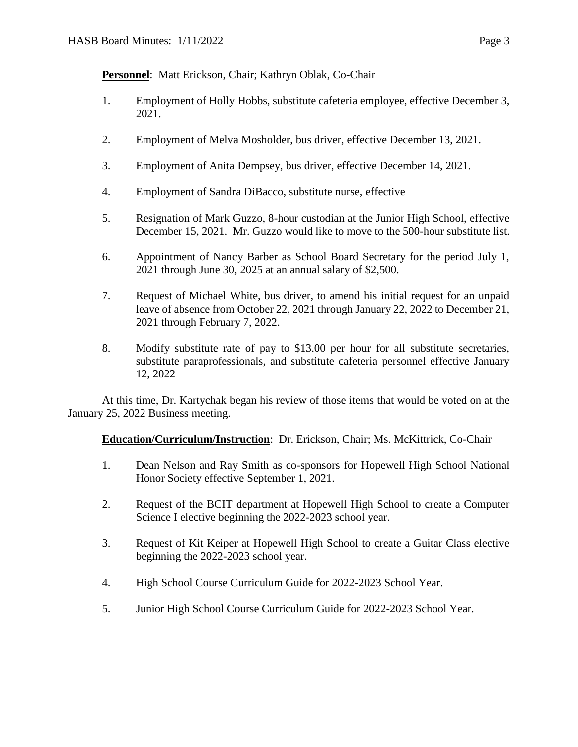**Personnel**: Matt Erickson, Chair; Kathryn Oblak, Co-Chair

1. Employment of Holly Hobbs, substitute cafeteria employee, effective December 3, 2021.

2. Employment of Melva Mosholder, bus driver, effective December 13, 2021.

3. Employment of Anita Dempsey, bus driver, effective December 14, 2021.

4. Employment of Sandra DiBacco, substitute nurse, effective

5. Resignation of Mark Guzzo, 8-hour custodian at the Junior High School, effective December 15, 2021. Mr. Guzzo would like to move to the 500-hour substitute list.

6. Appointment of Nancy Barber as School Board Secretary for the period July 1, 2021 through June 30, 2025 at an annual salary of $2,500.

7. Request of Michael White, bus driver, to amend his initial request for an unpaid leave of absence from October 22, 2021 through January 22, 2022 to December 21, 2021 through February 7, 2022.

8. Modify substitute rate of pay to $13.00 per hour for all substitute secretaries, substitute paraprofessionals, and substitute cafeteria personnel effective January 12, 2022

At this time, Dr. Kartychak began his review of those items that would be voted on at the January 25, 2022 Business meeting.

**Education/Curriculum/Instruction**: Dr. Erickson, Chair; Ms. McKittrick, Co-Chair

1. Dean Nelson and Ray Smith as co-sponsors for Hopewell High School National Honor Society effective September 1, 2021.

2. Request of the BCIT department at Hopewell High School to create a Computer Science I elective beginning the 2022-2023 school year.

3. Request of Kit Keiper at Hopewell High School to create a Guitar Class elective beginning the 2022-2023 school year.

4. High School Course Curriculum Guide for 2022-2023 School Year.

5. Junior High School Course Curriculum Guide for 2022-2023 School Year.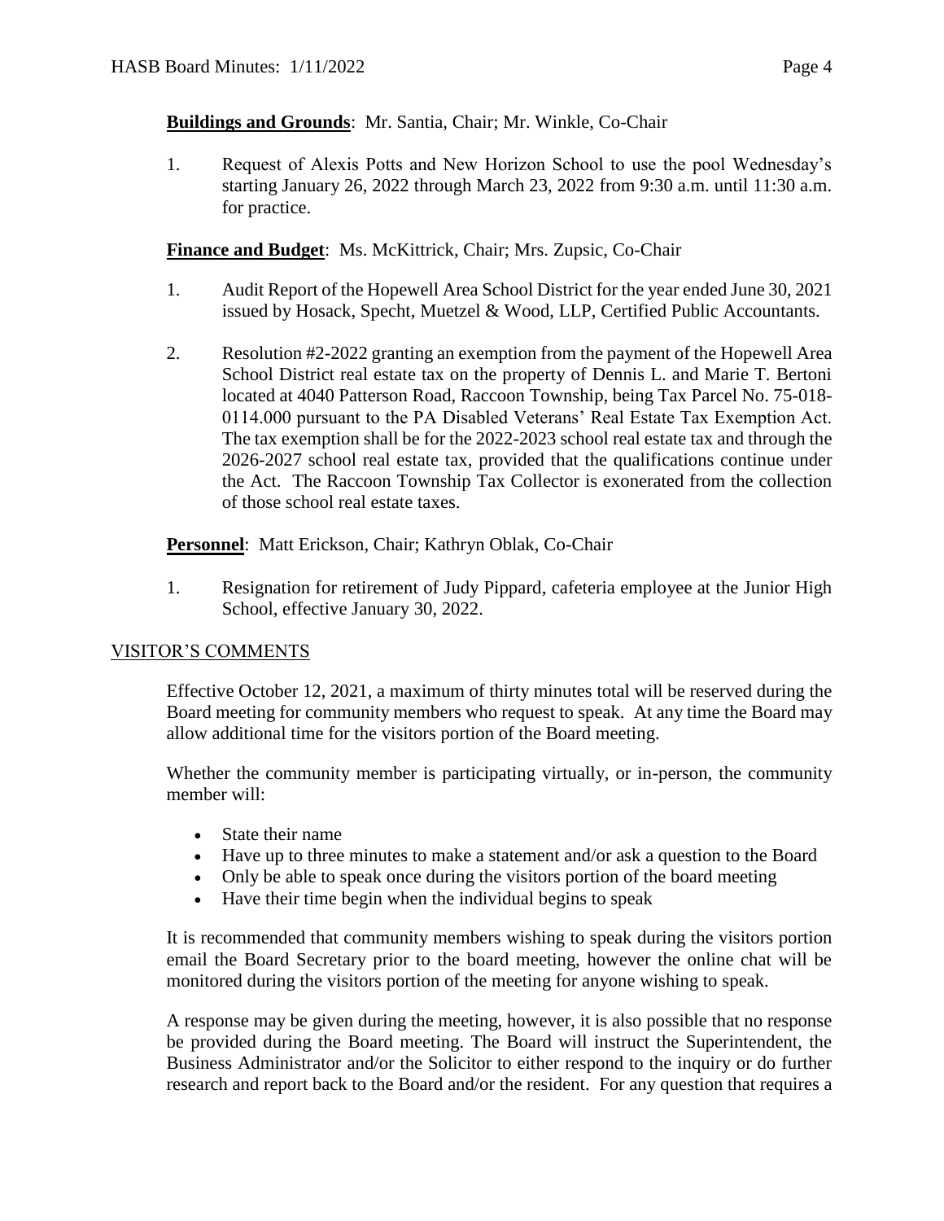**Buildings and Grounds**: Mr. Santia, Chair; Mr. Winkle, Co-Chair

1. Request of Alexis Potts and New Horizon School to use the pool Wednesday's starting January 26, 2022 through March 23, 2022 from 9:30 a.m. until 11:30 a.m. for practice.

**Finance and Budget**: Ms. McKittrick, Chair; Mrs. Zupsic, Co-Chair

1. Audit Report of the Hopewell Area School District for the year ended June 30, 2021 issued by Hosack, Specht, Muetzel & Wood, LLP, Certified Public Accountants.

2. Resolution #2-2022 granting an exemption from the payment of the Hopewell Area School District real estate tax on the property of Dennis L. and Marie T. Bertoni located at 4040 Patterson Road, Raccoon Township, being Tax Parcel No. 75-018-0114.000 pursuant to the PA Disabled Veterans' Real Estate Tax Exemption Act. The tax exemption shall be for the 2022-2023 school real estate tax and through the 2026-2027 school real estate tax, provided that the qualifications continue under the Act. The Raccoon Township Tax Collector is exonerated from the collection of those school real estate taxes.

**Personnel**: Matt Erickson, Chair; Kathryn Oblak, Co-Chair

1. Resignation for retirement of Judy Pippard, cafeteria employee at the Junior High School, effective January 30, 2022.

## VISITOR'S COMMENTS

Effective October 12, 2021, a maximum of thirty minutes total will be reserved during the Board meeting for community members who request to speak. At any time the Board may allow additional time for the visitors portion of the Board meeting.

Whether the community member is participating virtually, or in-person, the community member will:

- State their name
- Have up to three minutes to make a statement and/or ask a question to the Board
- Only be able to speak once during the visitors portion of the board meeting
- Have their time begin when the individual begins to speak

It is recommended that community members wishing to speak during the visitors portion email the Board Secretary prior to the board meeting, however the online chat will be monitored during the visitors portion of the meeting for anyone wishing to speak.

A response may be given during the meeting, however, it is also possible that no response be provided during the Board meeting. The Board will instruct the Superintendent, the Business Administrator and/or the Solicitor to either respond to the inquiry or do further research and report back to the Board and/or the resident. For any question that requires a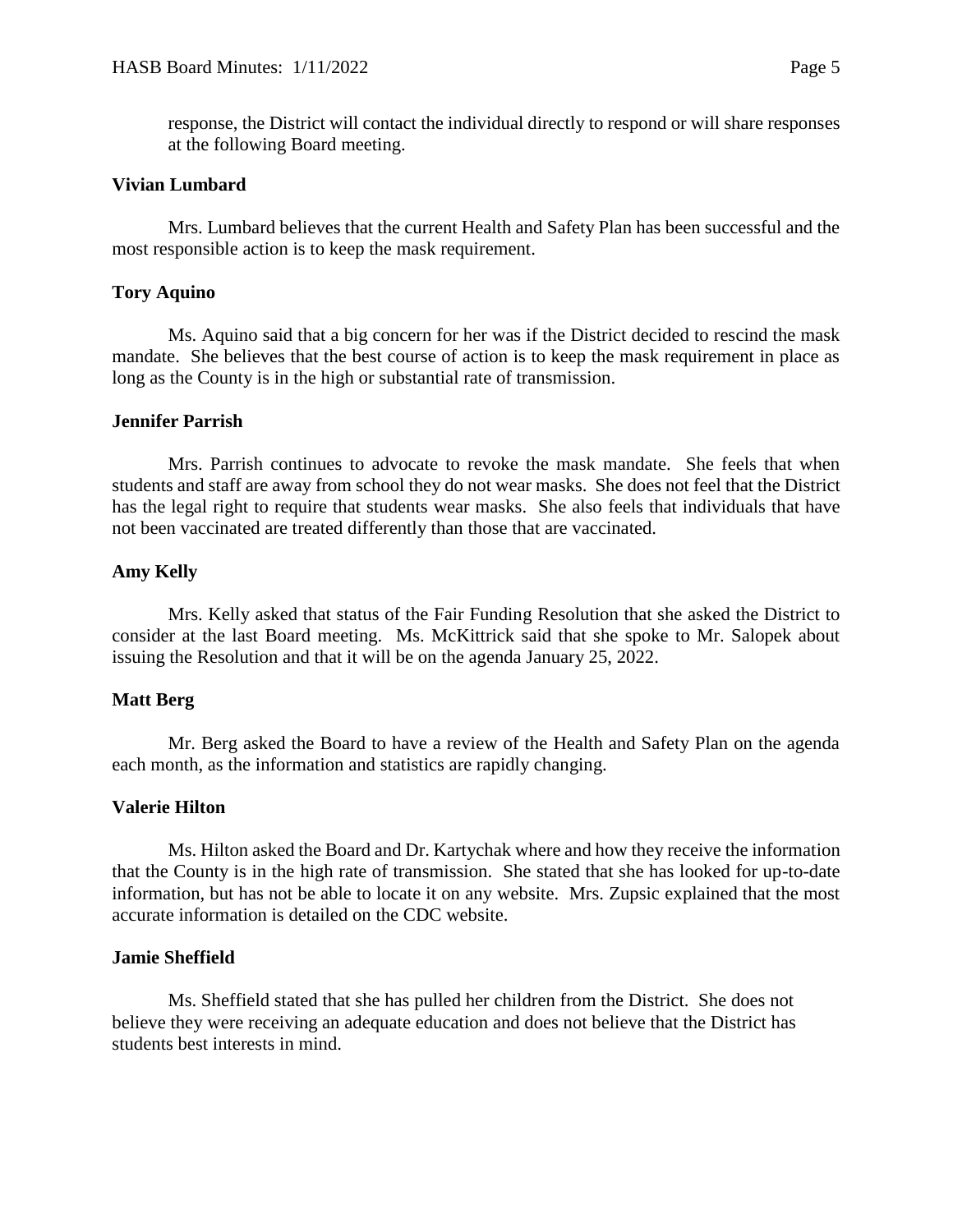response, the District will contact the individual directly to respond or will share responses at the following Board meeting.

**Vivian Lumbard**

Mrs. Lumbard believes that the current Health and Safety Plan has been successful and the most responsible action is to keep the mask requirement.

**Tory Aquino**

Ms. Aquino said that a big concern for her was if the District decided to rescind the mask mandate. She believes that the best course of action is to keep the mask requirement in place as long as the County is in the high or substantial rate of transmission.

**Jennifer Parrish**

Mrs. Parrish continues to advocate to revoke the mask mandate. She feels that when students and staff are away from school they do not wear masks. She does not feel that the District has the legal right to require that students wear masks. She also feels that individuals that have not been vaccinated are treated differently than those that are vaccinated.

**Amy Kelly**

Mrs. Kelly asked that status of the Fair Funding Resolution that she asked the District to consider at the last Board meeting. Ms. McKittrick said that she spoke to Mr. Salopek about issuing the Resolution and that it will be on the agenda January 25, 2022.

**Matt Berg**

Mr. Berg asked the Board to have a review of the Health and Safety Plan on the agenda each month, as the information and statistics are rapidly changing.

**Valerie Hilton**

Ms. Hilton asked the Board and Dr. Kartychak where and how they receive the information that the County is in the high rate of transmission. She stated that she has looked for up-to-date information, but has not be able to locate it on any website. Mrs. Zupsic explained that the most accurate information is detailed on the CDC website.

**Jamie Sheffield**

Ms. Sheffield stated that she has pulled her children from the District. She does not believe they were receiving an adequate education and does not believe that the District has students best interests in mind.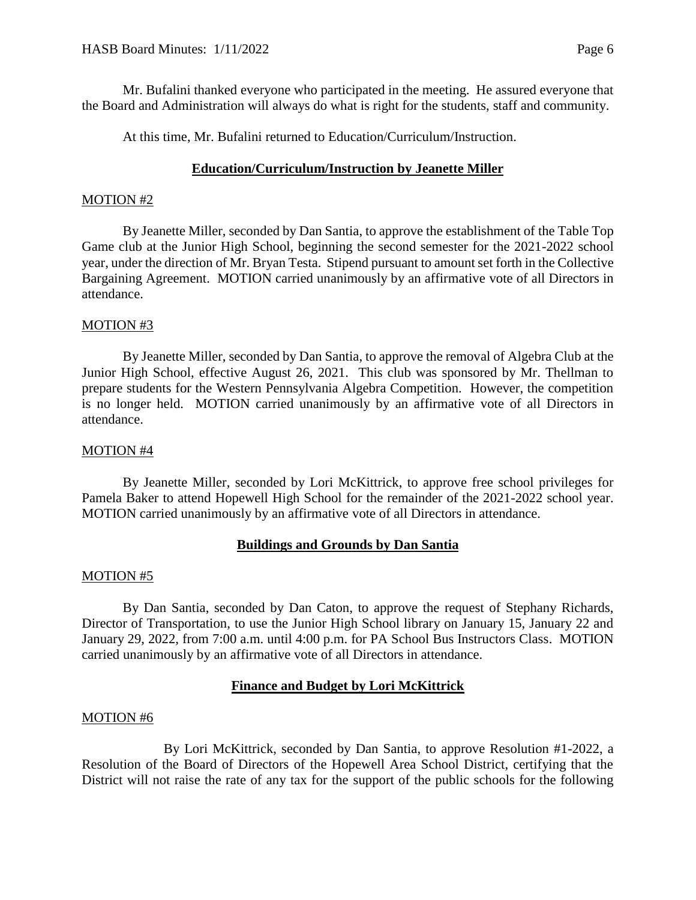Mr. Bufalini thanked everyone who participated in the meeting. He assured everyone that the Board and Administration will always do what is right for the students, staff and community.

At this time, Mr. Bufalini returned to Education/Curriculum/Instruction.

## **Education/Curriculum/Instruction by Jeanette Miller**

MOTION #2

By Jeanette Miller, seconded by Dan Santia, to approve the establishment of the Table Top Game club at the Junior High School, beginning the second semester for the 2021-2022 school year, under the direction of Mr. Bryan Testa. Stipend pursuant to amount set forth in the Collective Bargaining Agreement. MOTION carried unanimously by an affirmative vote of all Directors in attendance.

MOTION #3

By Jeanette Miller, seconded by Dan Santia, to approve the removal of Algebra Club at the Junior High School, effective August 26, 2021. This club was sponsored by Mr. Thellman to prepare students for the Western Pennsylvania Algebra Competition. However, the competition is no longer held. MOTION carried unanimously by an affirmative vote of all Directors in attendance.

MOTION #4

By Jeanette Miller, seconded by Lori McKittrick, to approve free school privileges for Pamela Baker to attend Hopewell High School for the remainder of the 2021-2022 school year. MOTION carried unanimously by an affirmative vote of all Directors in attendance.

## **Buildings and Grounds by Dan Santia**

MOTION #5

By Dan Santia, seconded by Dan Caton, to approve the request of Stephany Richards, Director of Transportation, to use the Junior High School library on January 15, January 22 and January 29, 2022, from 7:00 a.m. until 4:00 p.m. for PA School Bus Instructors Class. MOTION carried unanimously by an affirmative vote of all Directors in attendance.

## **Finance and Budget by Lori McKittrick**

MOTION #6

By Lori McKittrick, seconded by Dan Santia, to approve Resolution #1-2022, a Resolution of the Board of Directors of the Hopewell Area School District, certifying that the District will not raise the rate of any tax for the support of the public schools for the following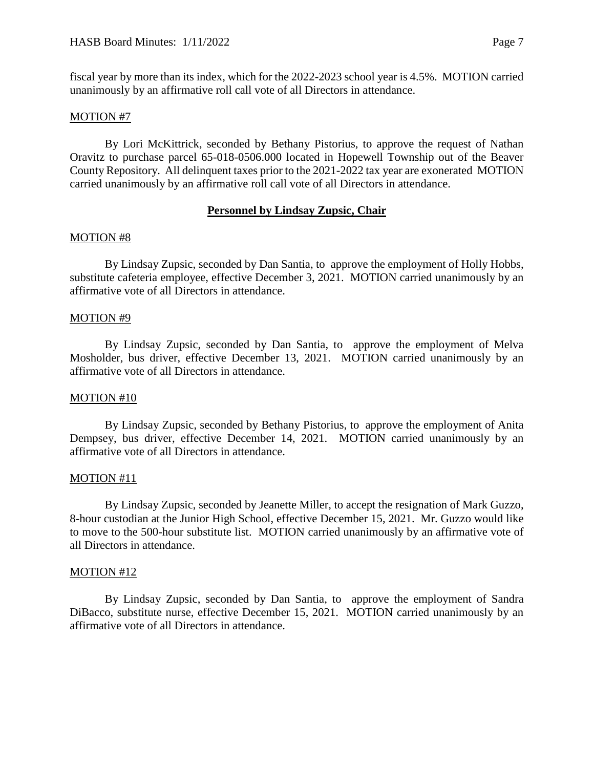fiscal year by more than its index, which for the 2022-2023 school year is 4.5%. MOTION carried unanimously by an affirmative roll call vote of all Directors in attendance.

MOTION #7

By Lori McKittrick, seconded by Bethany Pistorius, to approve the request of Nathan Oravitz to purchase parcel 65-018-0506.000 located in Hopewell Township out of the Beaver County Repository. All delinquent taxes prior to the 2021-2022 tax year are exonerated MOTION carried unanimously by an affirmative roll call vote of all Directors in attendance.

## **Personnel by Lindsay Zupsic, Chair**

MOTION #8

By Lindsay Zupsic, seconded by Dan Santia, to approve the employment of Holly Hobbs, substitute cafeteria employee, effective December 3, 2021. MOTION carried unanimously by an affirmative vote of all Directors in attendance.

MOTION #9

By Lindsay Zupsic, seconded by Dan Santia, to approve the employment of Melva Mosholder, bus driver, effective December 13, 2021. MOTION carried unanimously by an affirmative vote of all Directors in attendance.

MOTION #10

By Lindsay Zupsic, seconded by Bethany Pistorius, to approve the employment of Anita Dempsey, bus driver, effective December 14, 2021. MOTION carried unanimously by an affirmative vote of all Directors in attendance.

MOTION #11

By Lindsay Zupsic, seconded by Jeanette Miller, to accept the resignation of Mark Guzzo, 8-hour custodian at the Junior High School, effective December 15, 2021. Mr. Guzzo would like to move to the 500-hour substitute list. MOTION carried unanimously by an affirmative vote of all Directors in attendance.

MOTION #12

By Lindsay Zupsic, seconded by Dan Santia, to approve the employment of Sandra DiBacco, substitute nurse, effective December 15, 2021. MOTION carried unanimously by an affirmative vote of all Directors in attendance.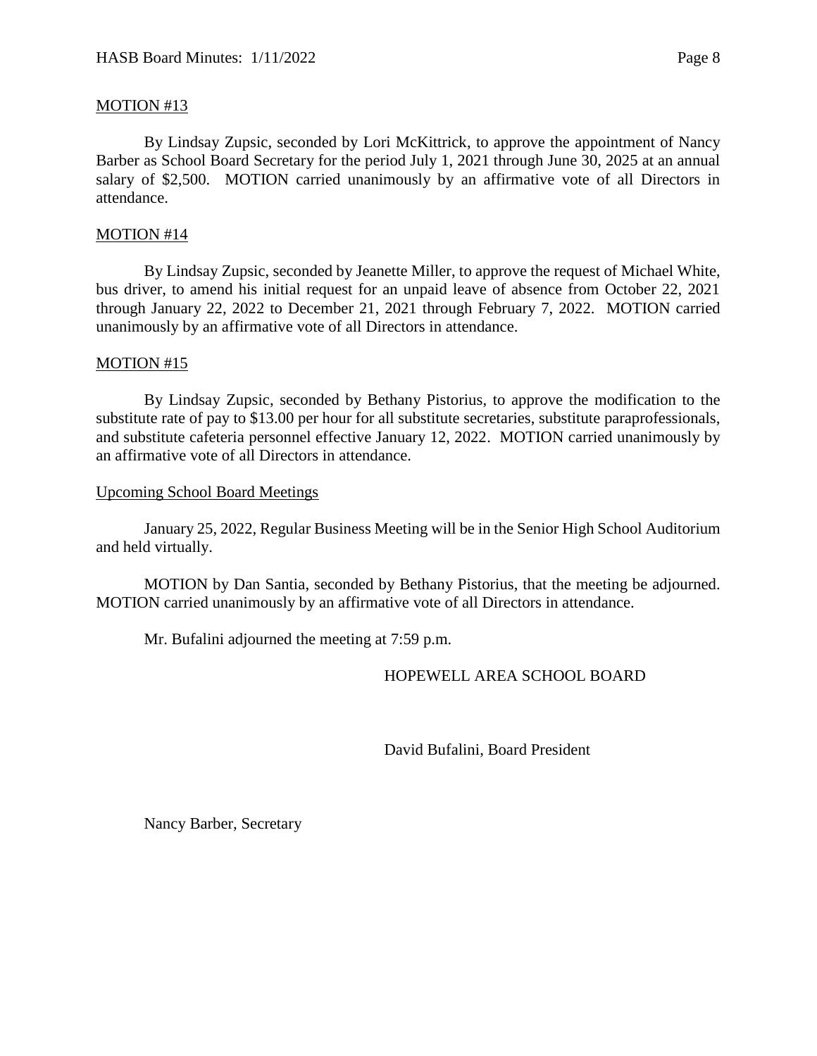MOTION #13

By Lindsay Zupsic, seconded by Lori McKittrick, to approve the appointment of Nancy Barber as School Board Secretary for the period July 1, 2021 through June 30, 2025 at an annual salary of $2,500. MOTION carried unanimously by an affirmative vote of all Directors in attendance.

MOTION #14

By Lindsay Zupsic, seconded by Jeanette Miller, to approve the request of Michael White, bus driver, to amend his initial request for an unpaid leave of absence from October 22, 2021 through January 22, 2022 to December 21, 2021 through February 7, 2022. MOTION carried unanimously by an affirmative vote of all Directors in attendance.

MOTION #15

By Lindsay Zupsic, seconded by Bethany Pistorius, to approve the modification to the substitute rate of pay to $13.00 per hour for all substitute secretaries, substitute paraprofessionals, and substitute cafeteria personnel effective January 12, 2022. MOTION carried unanimously by an affirmative vote of all Directors in attendance.

Upcoming School Board Meetings

January 25, 2022, Regular Business Meeting will be in the Senior High School Auditorium and held virtually.

MOTION by Dan Santia, seconded by Bethany Pistorius, that the meeting be adjourned. MOTION carried unanimously by an affirmative vote of all Directors in attendance.

Mr. Bufalini adjourned the meeting at 7:59 p.m.

HOPEWELL AREA SCHOOL BOARD

David Bufalini, Board President

Nancy Barber, Secretary